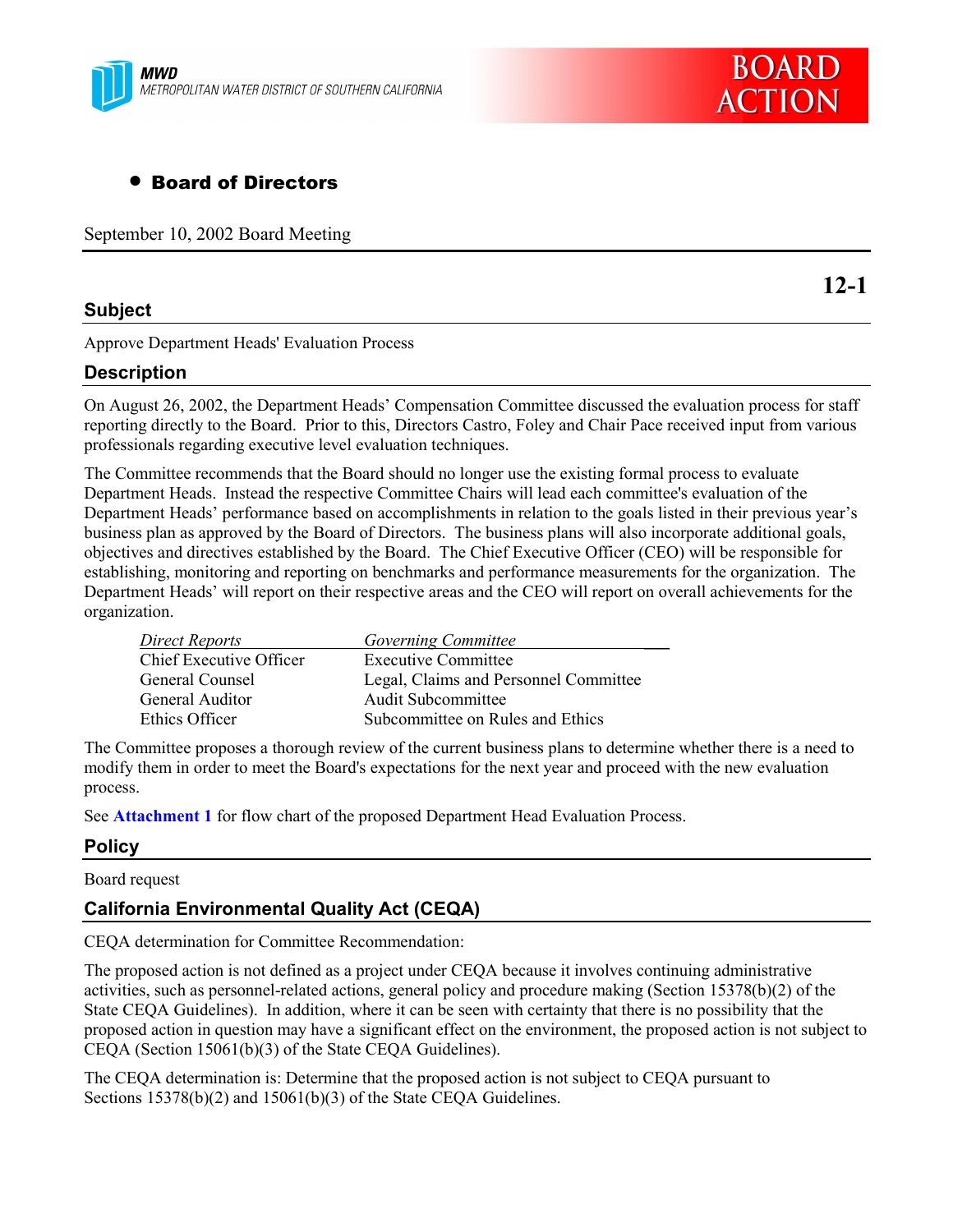MWD
METROPOLITAN WATER DISTRICT OF SOUTHERN CALIFORNIA

BOARD ACTION

- **Board of Directors**

September 10, 2002 Board Meeting

**12-1**

## Subject

Approve Department Heads' Evaluation Process

## Description

On August 26, 2002, the Department Heads' Compensation Committee discussed the evaluation process for staff reporting directly to the Board. Prior to this, Directors Castro, Foley and Chair Pace received input from various professionals regarding executive level evaluation techniques.

The Committee recommends that the Board should no longer use the existing formal process to evaluate Department Heads. Instead the respective Committee Chairs will lead each committee's evaluation of the Department Heads' performance based on accomplishments in relation to the goals listed in their previous year's business plan as approved by the Board of Directors. The business plans will also incorporate additional goals, objectives and directives established by the Board. The Chief Executive Officer (CEO) will be responsible for establishing, monitoring and reporting on benchmarks and performance measurements for the organization. The Department Heads' will report on their respective areas and the CEO will report on overall achievements for the organization.

| *Direct Reports* | *Governing Committee* |
|---|---|
| Chief Executive Officer | Executive Committee |
| General Counsel | Legal, Claims and Personnel Committee |
| General Auditor | Audit Subcommittee |
| Ethics Officer | Subcommittee on Rules and Ethics |

The Committee proposes a thorough review of the current business plans to determine whether there is a need to modify them in order to meet the Board's expectations for the next year and proceed with the new evaluation process.

See **Attachment 1** for flow chart of the proposed Department Head Evaluation Process.

## Policy

Board request

## California Environmental Quality Act (CEQA)

CEQA determination for Committee Recommendation:

The proposed action is not defined as a project under CEQA because it involves continuing administrative activities, such as personnel-related actions, general policy and procedure making (Section 15378(b)(2) of the State CEQA Guidelines). In addition, where it can be seen with certainty that there is no possibility that the proposed action in question may have a significant effect on the environment, the proposed action is not subject to CEQA (Section 15061(b)(3) of the State CEQA Guidelines).

The CEQA determination is: Determine that the proposed action is not subject to CEQA pursuant to Sections 15378(b)(2) and 15061(b)(3) of the State CEQA Guidelines.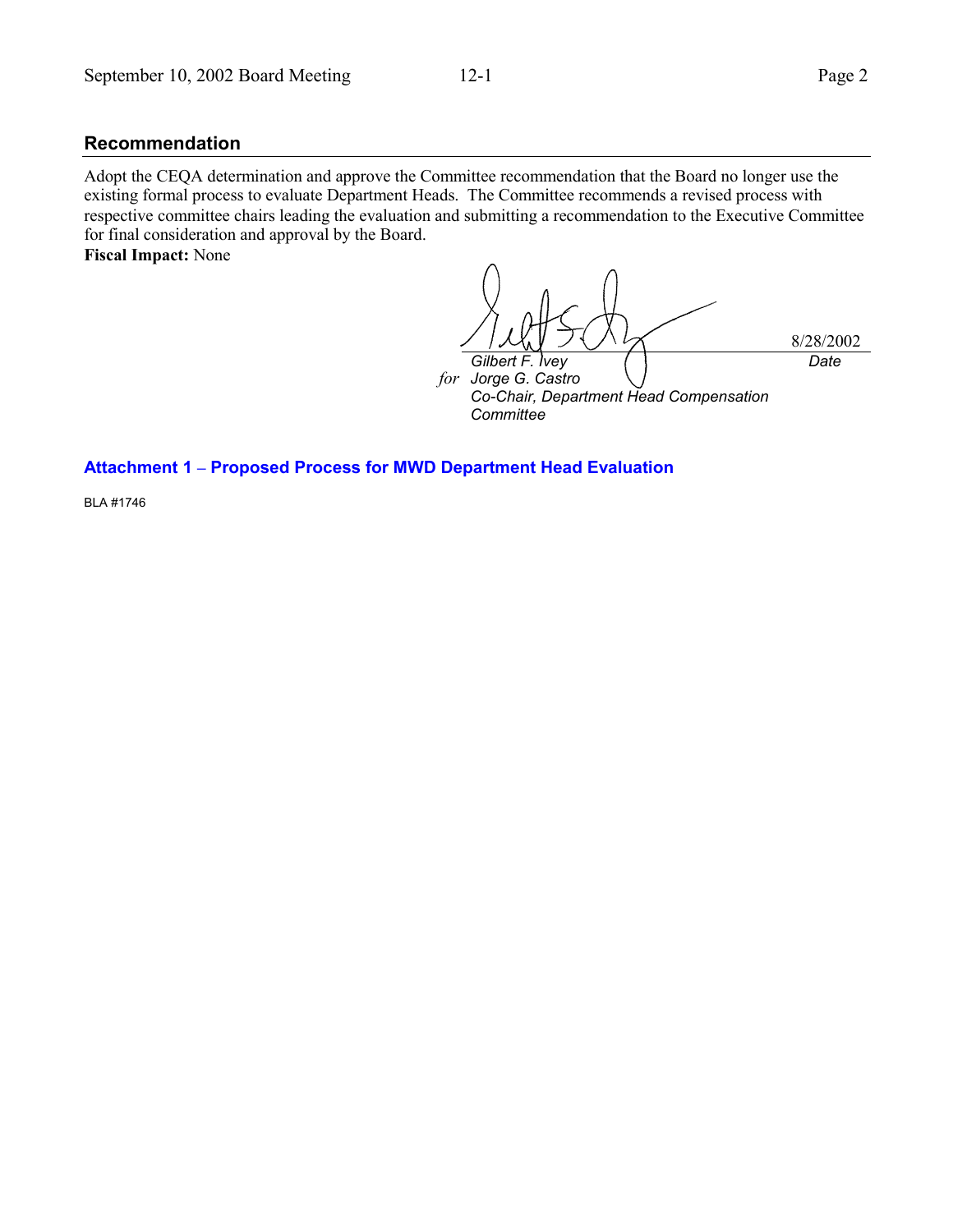## Recommendation

Adopt the CEQA determination and approve the Committee recommendation that the Board no longer use the existing formal process to evaluate Department Heads. The Committee recommends a revised process with respective committee chairs leading the evaluation and submitting a recommendation to the Executive Committee for final consideration and approval by the Board.

**Fiscal Impact:** None

8/28/2002

*Gilbert F. Ivey* — *Date*

*for* *Jorge G. Castro*
*Co-Chair, Department Head Compensation Committee*

**Attachment 1 – Proposed Process for MWD Department Head Evaluation**

BLA #1746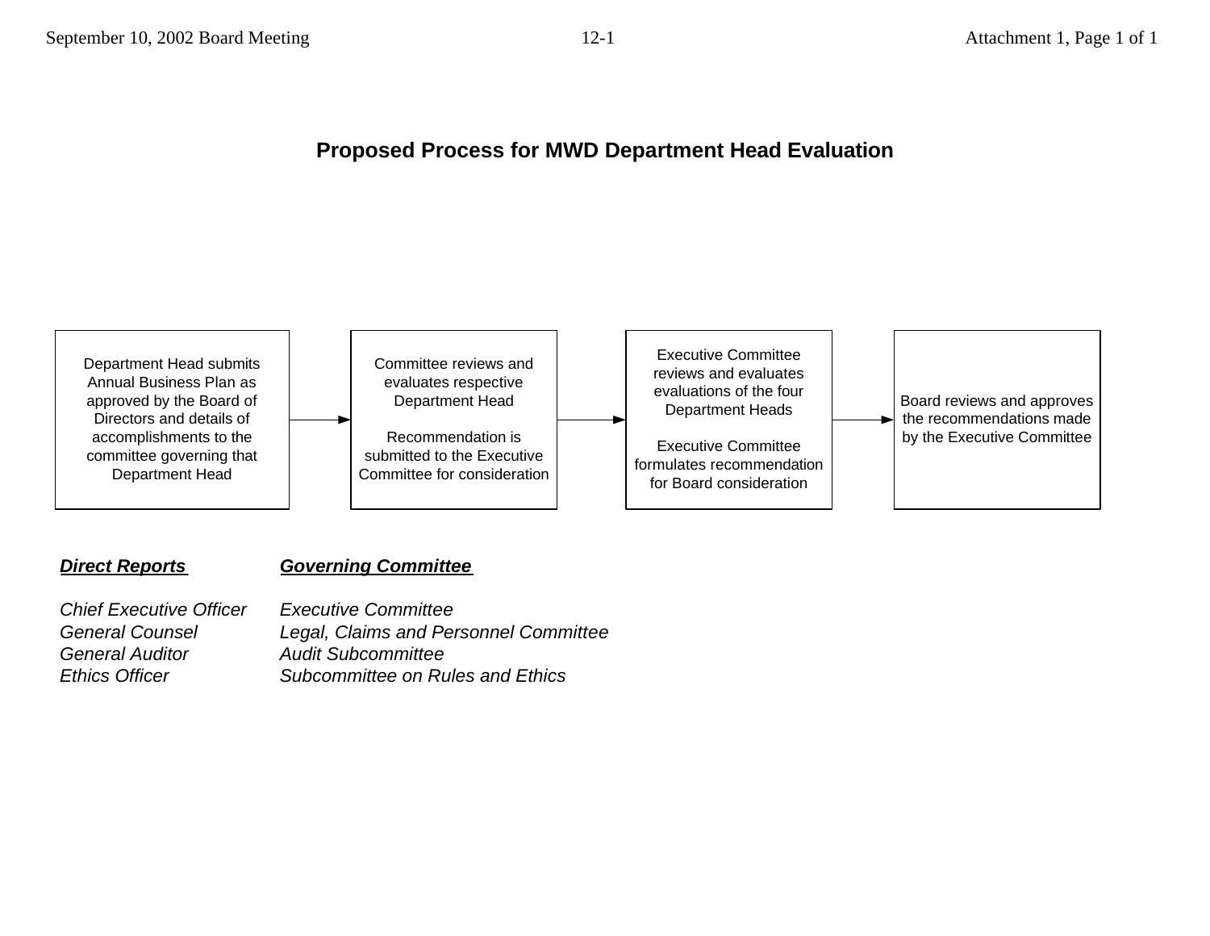## Proposed Process for MWD Department Head Evaluation

Department Head submits Annual Business Plan as approved by the Board of Directors and details of accomplishments to the committee governing that Department Head

→

Committee reviews and evaluates respective Department Head

Recommendation is submitted to the Executive Committee for consideration

→

Executive Committee reviews and evaluates evaluations of the four Department Heads

Executive Committee formulates recommendation for Board consideration

→

Board reviews and approves the recommendations made by the Executive Committee

| ***Direct Reports*** | ***Governing Committee*** |
|---|---|
| *Chief Executive Officer* | *Executive Committee* |
| *General Counsel* | *Legal, Claims and Personnel Committee* |
| *General Auditor* | *Audit Subcommittee* |
| *Ethics Officer* | *Subcommittee on Rules and Ethics* |